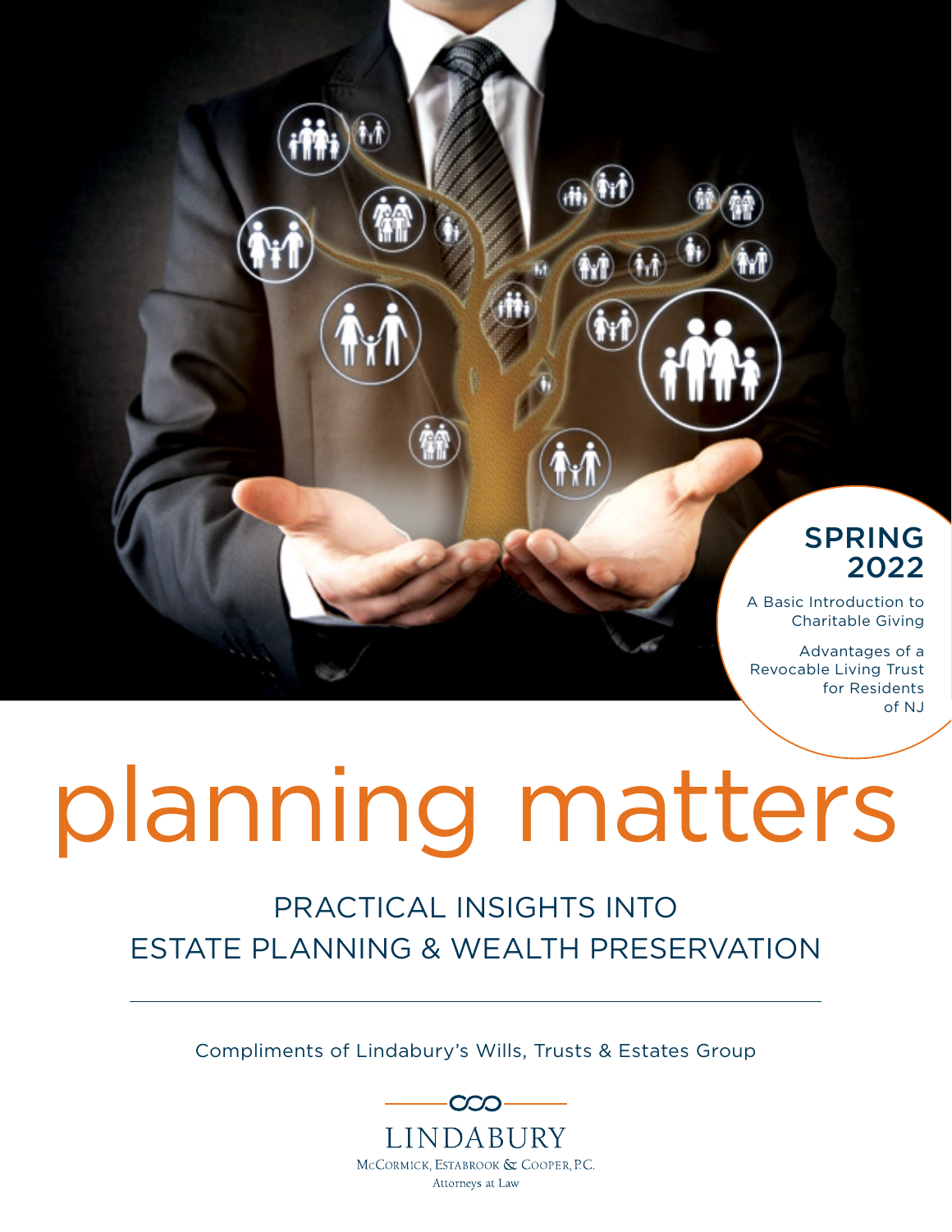SPRING 2022

A Basic Introduction to Charitable Giving

Advantages of a Revocable Living Trust for Residents of NJ

# planning matters

## PRACTICAL INSIGHTS INTO ESTATE PLANNING & WEALTH PRESERVATION

---

Compliments of Lindabury's Wills, Trusts & Estates Group

LINDABURY

McCormick, Estabrook & Cooper, P.C.

Attorneys at Law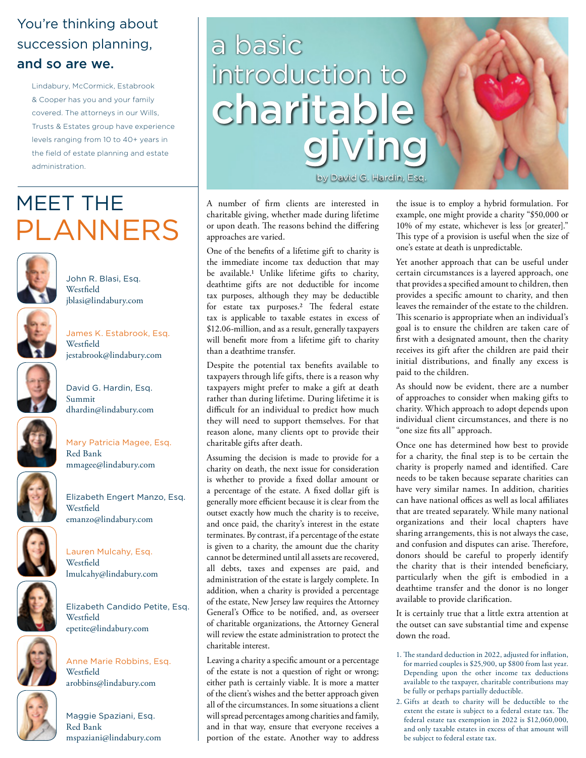You're thinking about succession planning, **and so are we.**

Lindabury, McCormick, Estabrook & Cooper has you and your family covered. The attorneys in our Wills, Trusts & Estates group have experience levels ranging from 10 to 40+ years in the field of estate planning and estate administration.

# MEET THE PLANNERS

John R. Blasi, Esq.
Westfield
jblasi@lindabury.com

James K. Estabrook, Esq.
Westfield
jestabrook@lindabury.com

David G. Hardin, Esq.
Summit
dhardin@lindabury.com

Mary Patricia Magee, Esq.
Red Bank
mmagee@lindabury.com

Elizabeth Engert Manzo, Esq.
Westfield
emanzo@lindabury.com

Lauren Mulcahy, Esq.
Westfield
lmulcahy@lindabury.com

Elizabeth Candido Petite, Esq.
Westfield
epetite@lindabury.com

Anne Marie Robbins, Esq.
Westfield
arobbins@lindabury.com

Maggie Spaziani, Esq.
Red Bank
mspaziani@lindabury.com

# a basic introduction to charitable giving

by David G. Hardin, Esq.

A number of firm clients are interested in charitable giving, whether made during lifetime or upon death. The reasons behind the differing approaches are varied.

One of the benefits of a lifetime gift to charity is the immediate income tax deduction that may be available.[1] Unlike lifetime gifts to charity, deathtime gifts are not deductible for income tax purposes, although they may be deductible for estate tax purposes.[2] The federal estate tax is applicable to taxable estates in excess of $12.06-million, and as a result, generally taxpayers will benefit more from a lifetime gift to charity than a deathtime transfer.

Despite the potential tax benefits available to taxpayers through life gifts, there is a reason why taxpayers might prefer to make a gift at death rather than during lifetime. During lifetime it is difficult for an individual to predict how much they will need to support themselves. For that reason alone, many clients opt to provide their charitable gifts after death.

Assuming the decision is made to provide for a charity on death, the next issue for consideration is whether to provide a fixed dollar amount or a percentage of the estate. A fixed dollar gift is generally more efficient because it is clear from the outset exactly how much the charity is to receive, and once paid, the charity's interest in the estate terminates. By contrast, if a percentage of the estate is given to a charity, the amount due the charity cannot be determined until all assets are recovered, all debts, taxes and expenses are paid, and administration of the estate is largely complete. In addition, when a charity is provided a percentage of the estate, New Jersey law requires the Attorney General's Office to be notified, and, as overseer of charitable organizations, the Attorney General will review the estate administration to protect the charitable interest.

Leaving a charity a specific amount or a percentage of the estate is not a question of right or wrong; either path is certainly viable. It is more a matter of the client's wishes and the better approach given all of the circumstances. In some situations a client will spread percentages among charities and family, and in that way, ensure that everyone receives a portion of the estate. Another way to address the issue is to employ a hybrid formulation. For example, one might provide a charity "$50,000 or 10% of my estate, whichever is less [or greater]." This type of a provision is useful when the size of one's estate at death is unpredictable.

Yet another approach that can be useful under certain circumstances is a layered approach, one that provides a specified amount to children, then provides a specific amount to charity, and then leaves the remainder of the estate to the children. This scenario is appropriate when an individual's goal is to ensure the children are taken care of first with a designated amount, then the charity receives its gift after the children are paid their initial distributions, and finally any excess is paid to the children.

As should now be evident, there are a number of approaches to consider when making gifts to charity. Which approach to adopt depends upon individual client circumstances, and there is no "one size fits all" approach.

Once one has determined how best to provide for a charity, the final step is to be certain the charity is properly named and identified. Care needs to be taken because separate charities can have very similar names. In addition, charities can have national offices as well as local affiliates that are treated separately. While many national organizations and their local chapters have sharing arrangements, this is not always the case, and confusion and disputes can arise. Therefore, donors should be careful to properly identify the charity that is their intended beneficiary, particularly when the gift is embodied in a deathtime transfer and the donor is no longer available to provide clarification.

It is certainly true that a little extra attention at the outset can save substantial time and expense down the road.

1. The standard deduction in 2022, adjusted for inflation, for married couples is $25,900, up $800 from last year. Depending upon the other income tax deductions available to the taxpayer, charitable contributions may be fully or perhaps partially deductible.
2. Gifts at death to charity will be deductible to the extent the estate is subject to a federal estate tax. The federal estate tax exemption in 2022 is $12,060,000, and only taxable estates in excess of that amount will be subject to federal estate tax.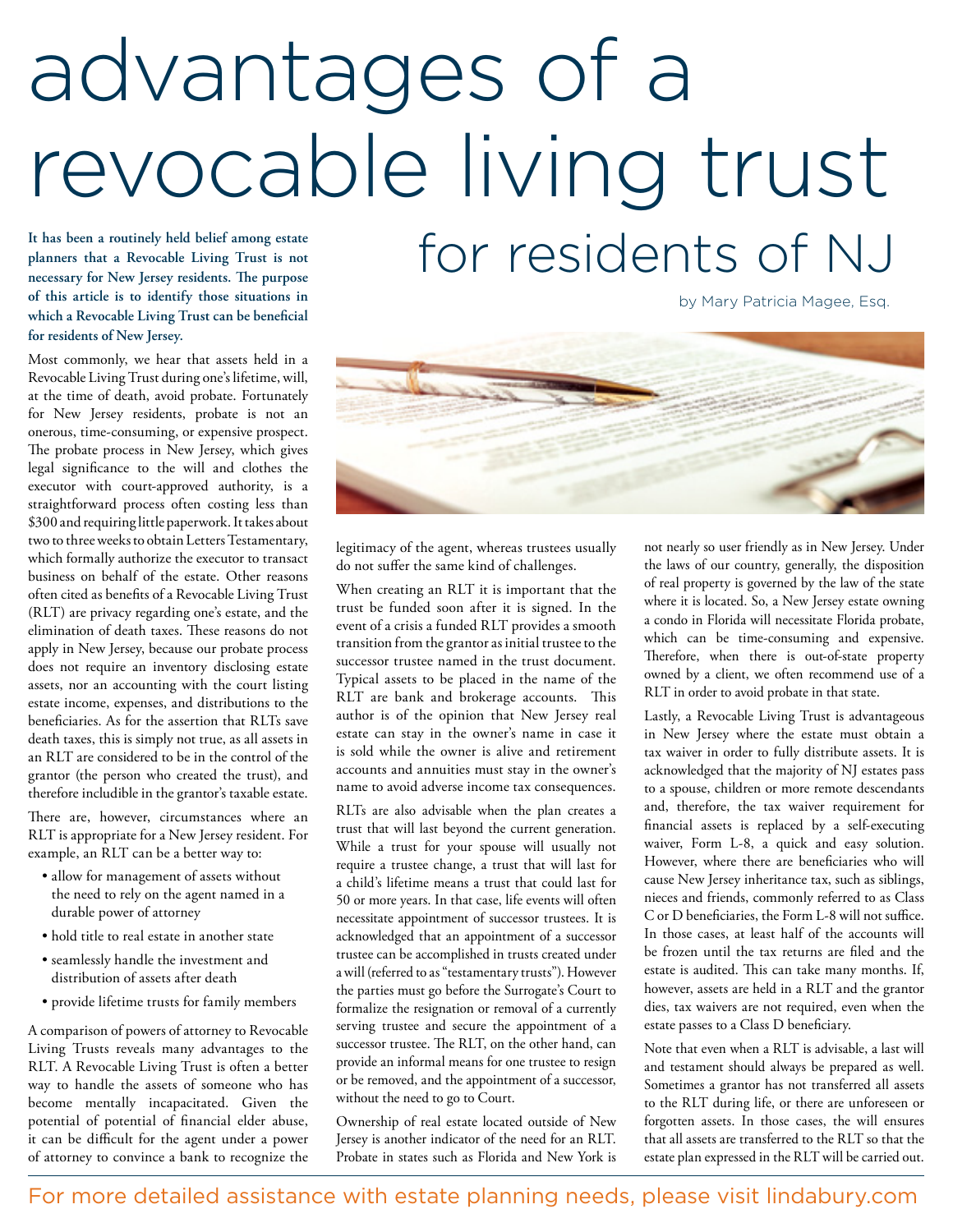# advantages of a revocable living trust for residents of NJ

by Mary Patricia Magee, Esq.

**It has been a routinely held belief among estate planners that a Revocable Living Trust is not necessary for New Jersey residents. The purpose of this article is to identify those situations in which a Revocable Living Trust can be beneficial for residents of New Jersey.**

Most commonly, we hear that assets held in a Revocable Living Trust during one's lifetime, will, at the time of death, avoid probate. Fortunately for New Jersey residents, probate is not an onerous, time-consuming, or expensive prospect. The probate process in New Jersey, which gives legal significance to the will and clothes the executor with court-approved authority, is a straightforward process often costing less than $300 and requiring little paperwork. It takes about two to three weeks to obtain Letters Testamentary, which formally authorize the executor to transact business on behalf of the estate. Other reasons often cited as benefits of a Revocable Living Trust (RLT) are privacy regarding one's estate, and the elimination of death taxes. These reasons do not apply in New Jersey, because our probate process does not require an inventory disclosing estate assets, nor an accounting with the court listing estate income, expenses, and distributions to the beneficiaries. As for the assertion that RLTs save death taxes, this is simply not true, as all assets in an RLT are considered to be in the control of the grantor (the person who created the trust), and therefore includible in the grantor's taxable estate.

There are, however, circumstances where an RLT is appropriate for a New Jersey resident. For example, an RLT can be a better way to:

- allow for management of assets without the need to rely on the agent named in a durable power of attorney
- hold title to real estate in another state
- seamlessly handle the investment and distribution of assets after death
- provide lifetime trusts for family members

A comparison of powers of attorney to Revocable Living Trusts reveals many advantages to the RLT. A Revocable Living Trust is often a better way to handle the assets of someone who has become mentally incapacitated. Given the potential of potential of financial elder abuse, it can be difficult for the agent under a power of attorney to convince a bank to recognize the legitimacy of the agent, whereas trustees usually do not suffer the same kind of challenges.

When creating an RLT it is important that the trust be funded soon after it is signed. In the event of a crisis a funded RLT provides a smooth transition from the grantor as initial trustee to the successor trustee named in the trust document. Typical assets to be placed in the name of the RLT are bank and brokerage accounts. This author is of the opinion that New Jersey real estate can stay in the owner's name in case it is sold while the owner is alive and retirement accounts and annuities must stay in the owner's name to avoid adverse income tax consequences.

RLTs are also advisable when the plan creates a trust that will last beyond the current generation. While a trust for your spouse will usually not require a trustee change, a trust that will last for a child's lifetime means a trust that could last for 50 or more years. In that case, life events will often necessitate appointment of successor trustees. It is acknowledged that an appointment of a successor trustee can be accomplished in trusts created under a will (referred to as "testamentary trusts"). However the parties must go before the Surrogate's Court to formalize the resignation or removal of a currently serving trustee and secure the appointment of a successor trustee. The RLT, on the other hand, can provide an informal means for one trustee to resign or be removed, and the appointment of a successor, without the need to go to Court.

Ownership of real estate located outside of New Jersey is another indicator of the need for an RLT. Probate in states such as Florida and New York is not nearly so user friendly as in New Jersey. Under the laws of our country, generally, the disposition of real property is governed by the law of the state where it is located. So, a New Jersey estate owning a condo in Florida will necessitate Florida probate, which can be time-consuming and expensive. Therefore, when there is out-of-state property owned by a client, we often recommend use of a RLT in order to avoid probate in that state.

Lastly, a Revocable Living Trust is advantageous in New Jersey where the estate must obtain a tax waiver in order to fully distribute assets. It is acknowledged that the majority of NJ estates pass to a spouse, children or more remote descendants and, therefore, the tax waiver requirement for financial assets is replaced by a self-executing waiver, Form L-8, a quick and easy solution. However, where there are beneficiaries who will cause New Jersey inheritance tax, such as siblings, nieces and friends, commonly referred to as Class C or D beneficiaries, the Form L-8 will not suffice. In those cases, at least half of the accounts will be frozen until the tax returns are filed and the estate is audited. This can take many months. If, however, assets are held in a RLT and the grantor dies, tax waivers are not required, even when the estate passes to a Class D beneficiary.

Note that even when a RLT is advisable, a last will and testament should always be prepared as well. Sometimes a grantor has not transferred all assets to the RLT during life, or there are unforeseen or forgotten assets. In those cases, the will ensures that all assets are transferred to the RLT so that the estate plan expressed in the RLT will be carried out.

For more detailed assistance with estate planning needs, please visit lindabury.com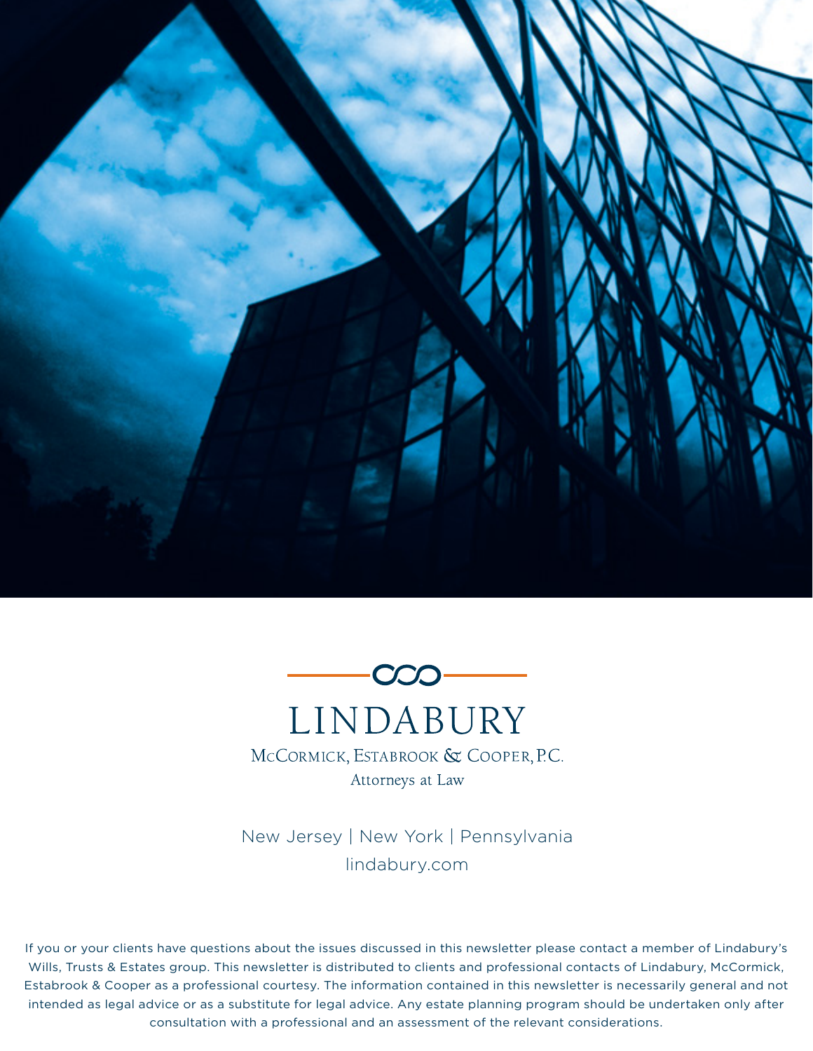LINDABURY

McCORMICK, ESTABROOK & COOPER, P.C.

Attorneys at Law

New Jersey | New York | Pennsylvania

lindabury.com

If you or your clients have questions about the issues discussed in this newsletter please contact a member of Lindabury's Wills, Trusts & Estates group. This newsletter is distributed to clients and professional contacts of Lindabury, McCormick, Estabrook & Cooper as a professional courtesy. The information contained in this newsletter is necessarily general and not intended as legal advice or as a substitute for legal advice. Any estate planning program should be undertaken only after consultation with a professional and an assessment of the relevant considerations.